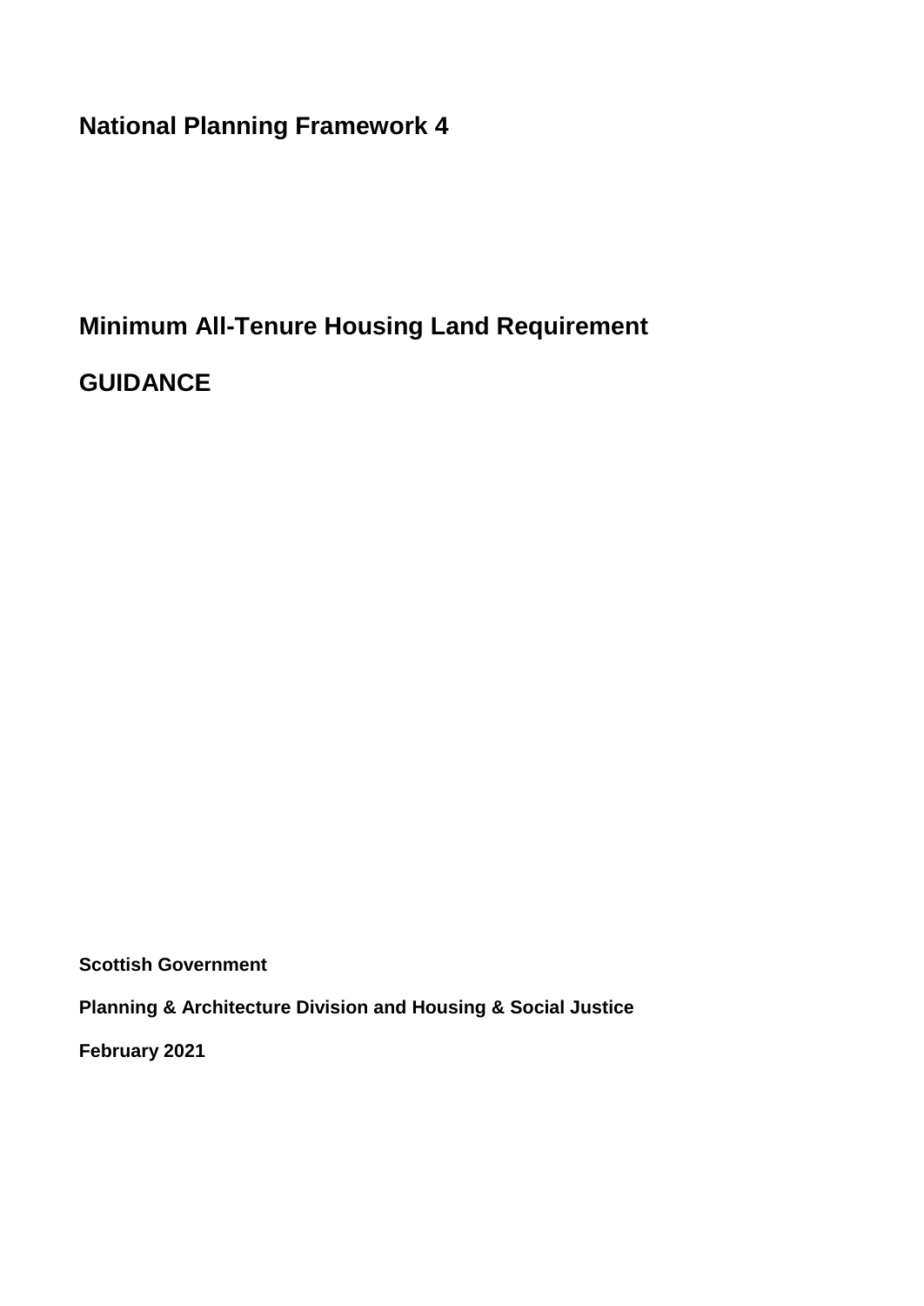# National Planning Framework 4

## Minimum All-Tenure Housing Land Requirement

## GUIDANCE

**Scottish Government**

**Planning & Architecture Division and Housing & Social Justice**

**February 2021**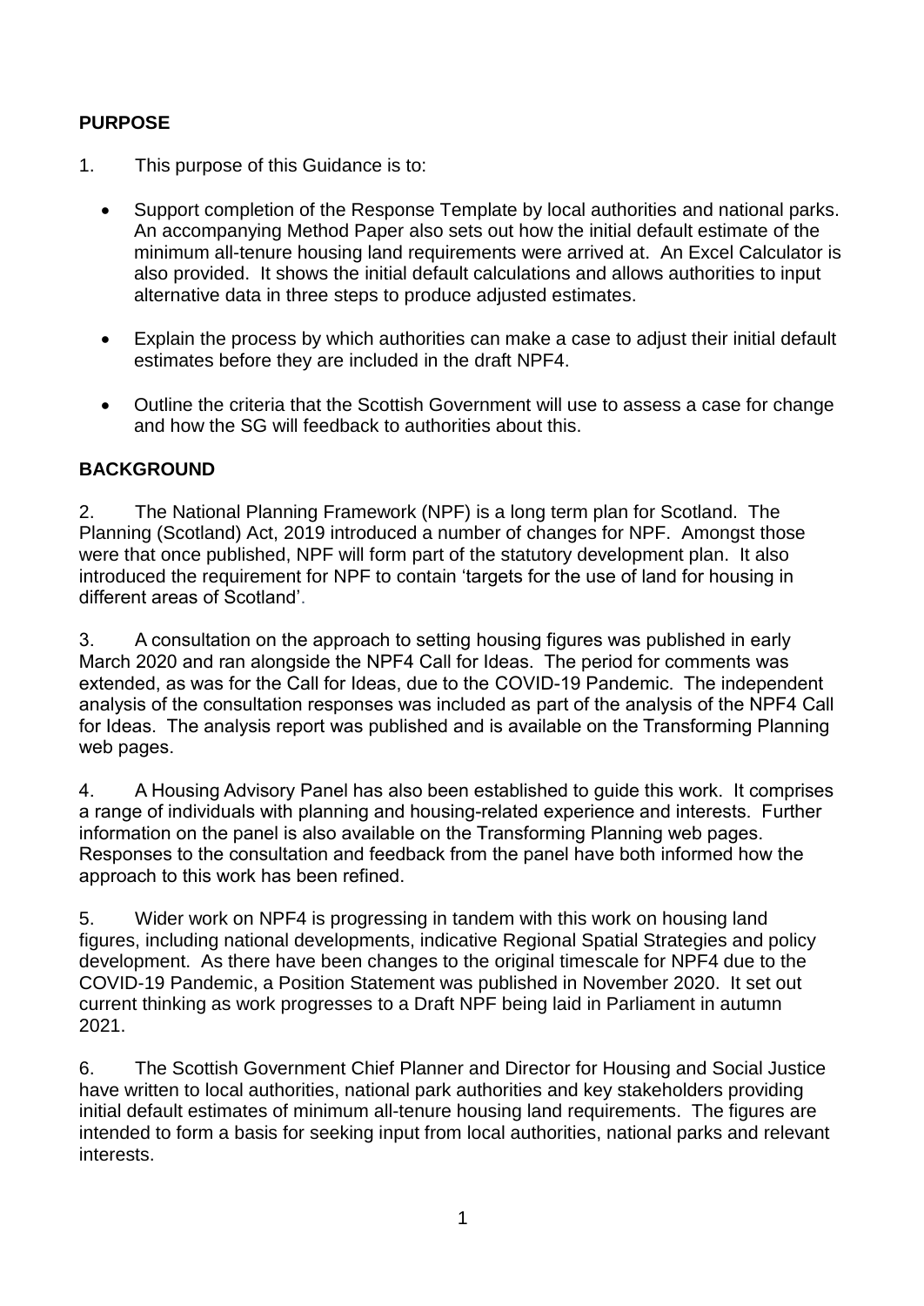## PURPOSE

1. This purpose of this Guidance is to:

- Support completion of the Response Template by local authorities and national parks. An accompanying Method Paper also sets out how the initial default estimate of the minimum all-tenure housing land requirements were arrived at. An Excel Calculator is also provided. It shows the initial default calculations and allows authorities to input alternative data in three steps to produce adjusted estimates.
- Explain the process by which authorities can make a case to adjust their initial default estimates before they are included in the draft NPF4.
- Outline the criteria that the Scottish Government will use to assess a case for change and how the SG will feedback to authorities about this.

## BACKGROUND

2. The National Planning Framework (NPF) is a long term plan for Scotland. The Planning (Scotland) Act, 2019 introduced a number of changes for NPF. Amongst those were that once published, NPF will form part of the statutory development plan. It also introduced the requirement for NPF to contain 'targets for the use of land for housing in different areas of Scotland'.

3. A consultation on the approach to setting housing figures was published in early March 2020 and ran alongside the NPF4 Call for Ideas. The period for comments was extended, as was for the Call for Ideas, due to the COVID-19 Pandemic. The independent analysis of the consultation responses was included as part of the analysis of the NPF4 Call for Ideas. The analysis report was published and is available on the Transforming Planning web pages.

4. A Housing Advisory Panel has also been established to guide this work. It comprises a range of individuals with planning and housing-related experience and interests. Further information on the panel is also available on the Transforming Planning web pages. Responses to the consultation and feedback from the panel have both informed how the approach to this work has been refined.

5. Wider work on NPF4 is progressing in tandem with this work on housing land figures, including national developments, indicative Regional Spatial Strategies and policy development. As there have been changes to the original timescale for NPF4 due to the COVID-19 Pandemic, a Position Statement was published in November 2020. It set out current thinking as work progresses to a Draft NPF being laid in Parliament in autumn 2021.

6. The Scottish Government Chief Planner and Director for Housing and Social Justice have written to local authorities, national park authorities and key stakeholders providing initial default estimates of minimum all-tenure housing land requirements. The figures are intended to form a basis for seeking input from local authorities, national parks and relevant interests.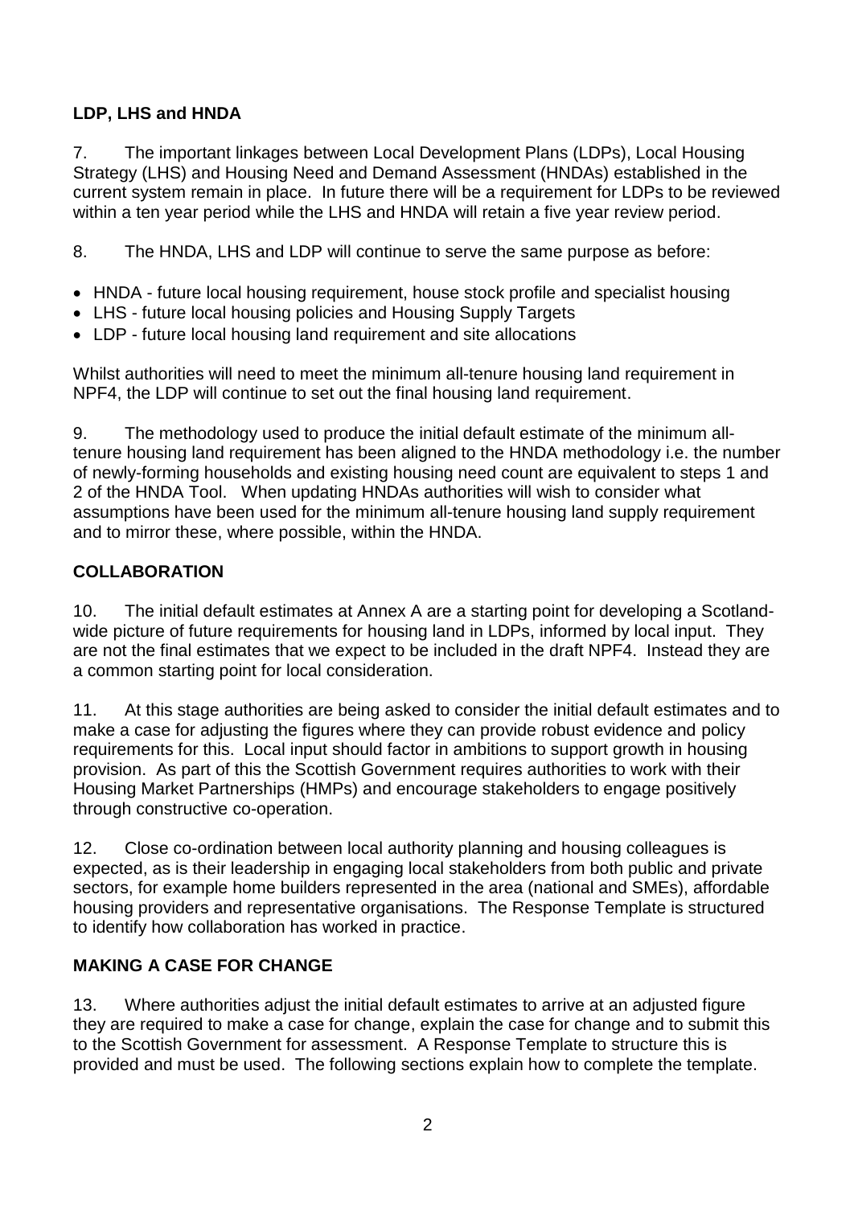**LDP, LHS and HNDA**

7. The important linkages between Local Development Plans (LDPs), Local Housing Strategy (LHS) and Housing Need and Demand Assessment (HNDAs) established in the current system remain in place. In future there will be a requirement for LDPs to be reviewed within a ten year period while the LHS and HNDA will retain a five year review period.

8. The HNDA, LHS and LDP will continue to serve the same purpose as before:

- HNDA - future local housing requirement, house stock profile and specialist housing
- LHS - future local housing policies and Housing Supply Targets
- LDP - future local housing land requirement and site allocations

Whilst authorities will need to meet the minimum all-tenure housing land requirement in NPF4, the LDP will continue to set out the final housing land requirement.

9. The methodology used to produce the initial default estimate of the minimum all-tenure housing land requirement has been aligned to the HNDA methodology i.e. the number of newly-forming households and existing housing need count are equivalent to steps 1 and 2 of the HNDA Tool. When updating HNDAs authorities will wish to consider what assumptions have been used for the minimum all-tenure housing land supply requirement and to mirror these, where possible, within the HNDA.

**COLLABORATION**

10. The initial default estimates at Annex A are a starting point for developing a Scotland-wide picture of future requirements for housing land in LDPs, informed by local input. They are not the final estimates that we expect to be included in the draft NPF4. Instead they are a common starting point for local consideration.

11. At this stage authorities are being asked to consider the initial default estimates and to make a case for adjusting the figures where they can provide robust evidence and policy requirements for this. Local input should factor in ambitions to support growth in housing provision. As part of this the Scottish Government requires authorities to work with their Housing Market Partnerships (HMPs) and encourage stakeholders to engage positively through constructive co-operation.

12. Close co-ordination between local authority planning and housing colleagues is expected, as is their leadership in engaging local stakeholders from both public and private sectors, for example home builders represented in the area (national and SMEs), affordable housing providers and representative organisations. The Response Template is structured to identify how collaboration has worked in practice.

**MAKING A CASE FOR CHANGE**

13. Where authorities adjust the initial default estimates to arrive at an adjusted figure they are required to make a case for change, explain the case for change and to submit this to the Scottish Government for assessment. A Response Template to structure this is provided and must be used. The following sections explain how to complete the template.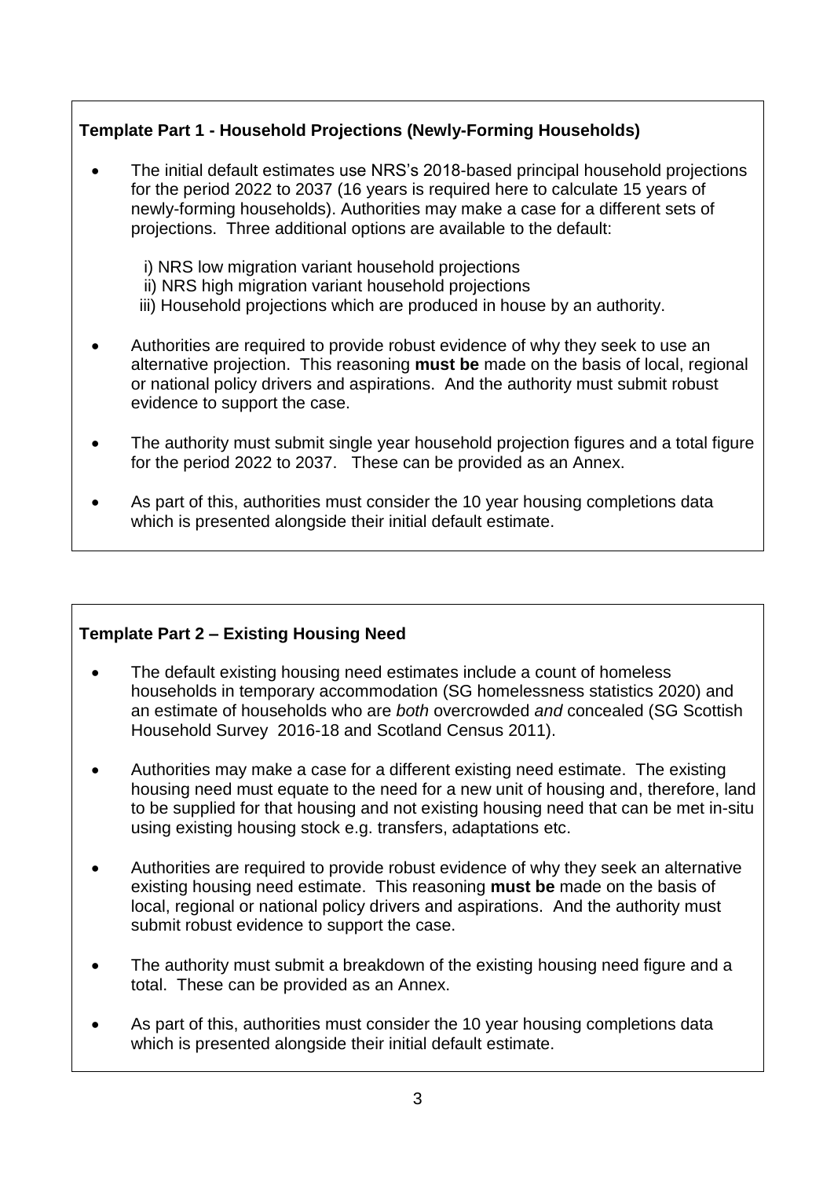**Template Part 1 - Household Projections (Newly-Forming Households)**

- The initial default estimates use NRS's 2018-based principal household projections for the period 2022 to 2037 (16 years is required here to calculate 15 years of newly-forming households). Authorities may make a case for a different sets of projections. Three additional options are available to the default:

  i) NRS low migration variant household projections
  ii) NRS high migration variant household projections
  iii) Household projections which are produced in house by an authority.

- Authorities are required to provide robust evidence of why they seek to use an alternative projection. This reasoning **must be** made on the basis of local, regional or national policy drivers and aspirations. And the authority must submit robust evidence to support the case.
- The authority must submit single year household projection figures and a total figure for the period 2022 to 2037. These can be provided as an Annex.
- As part of this, authorities must consider the 10 year housing completions data which is presented alongside their initial default estimate.

**Template Part 2 – Existing Housing Need**

- The default existing housing need estimates include a count of homeless households in temporary accommodation (SG homelessness statistics 2020) and an estimate of households who are *both* overcrowded *and* concealed (SG Scottish Household Survey 2016-18 and Scotland Census 2011).
- Authorities may make a case for a different existing need estimate. The existing housing need must equate to the need for a new unit of housing and, therefore, land to be supplied for that housing and not existing housing need that can be met in-situ using existing housing stock e.g. transfers, adaptations etc.
- Authorities are required to provide robust evidence of why they seek an alternative existing housing need estimate. This reasoning **must be** made on the basis of local, regional or national policy drivers and aspirations. And the authority must submit robust evidence to support the case.
- The authority must submit a breakdown of the existing housing need figure and a total. These can be provided as an Annex.
- As part of this, authorities must consider the 10 year housing completions data which is presented alongside their initial default estimate.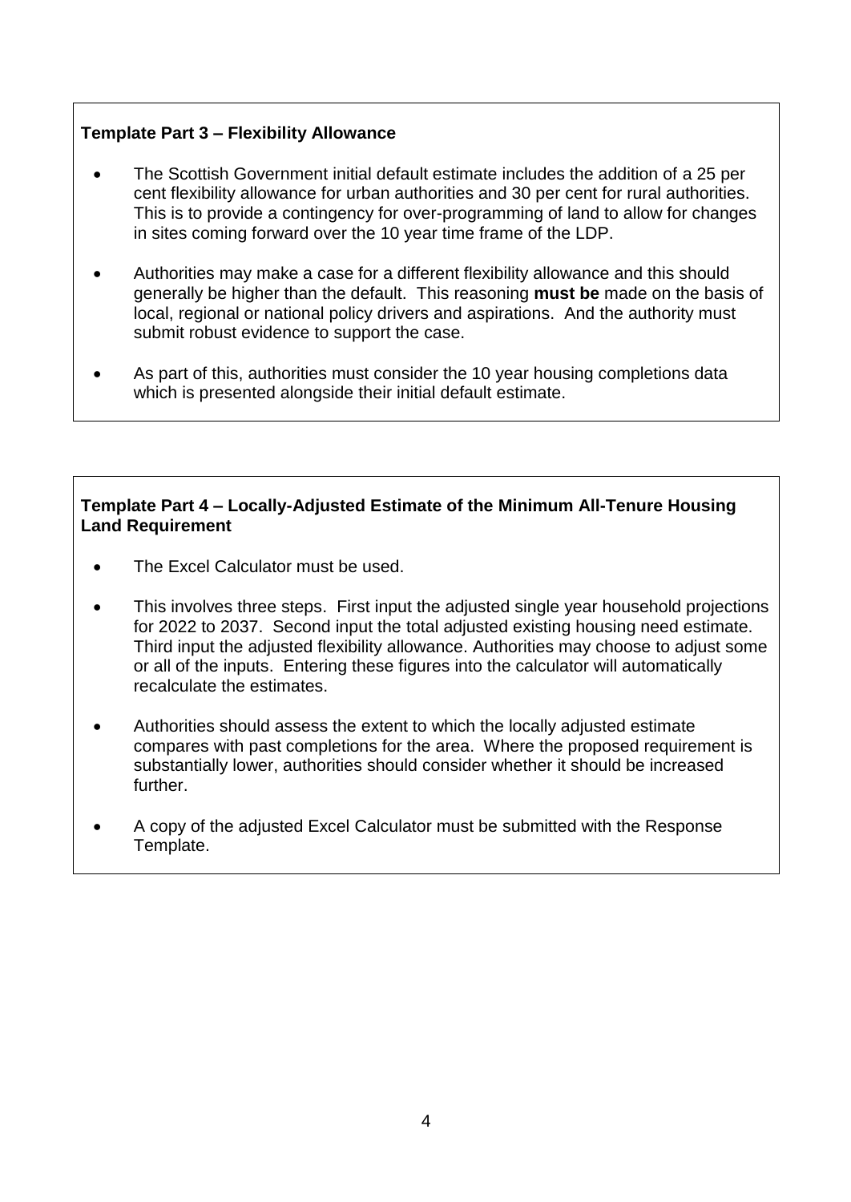**Template Part 3 – Flexibility Allowance**

- The Scottish Government initial default estimate includes the addition of a 25 per cent flexibility allowance for urban authorities and 30 per cent for rural authorities. This is to provide a contingency for over-programming of land to allow for changes in sites coming forward over the 10 year time frame of the LDP.
- Authorities may make a case for a different flexibility allowance and this should generally be higher than the default. This reasoning **must be** made on the basis of local, regional or national policy drivers and aspirations. And the authority must submit robust evidence to support the case.
- As part of this, authorities must consider the 10 year housing completions data which is presented alongside their initial default estimate.

**Template Part 4 – Locally-Adjusted Estimate of the Minimum All-Tenure Housing Land Requirement**

- The Excel Calculator must be used.
- This involves three steps. First input the adjusted single year household projections for 2022 to 2037. Second input the total adjusted existing housing need estimate. Third input the adjusted flexibility allowance. Authorities may choose to adjust some or all of the inputs. Entering these figures into the calculator will automatically recalculate the estimates.
- Authorities should assess the extent to which the locally adjusted estimate compares with past completions for the area. Where the proposed requirement is substantially lower, authorities should consider whether it should be increased further.
- A copy of the adjusted Excel Calculator must be submitted with the Response Template.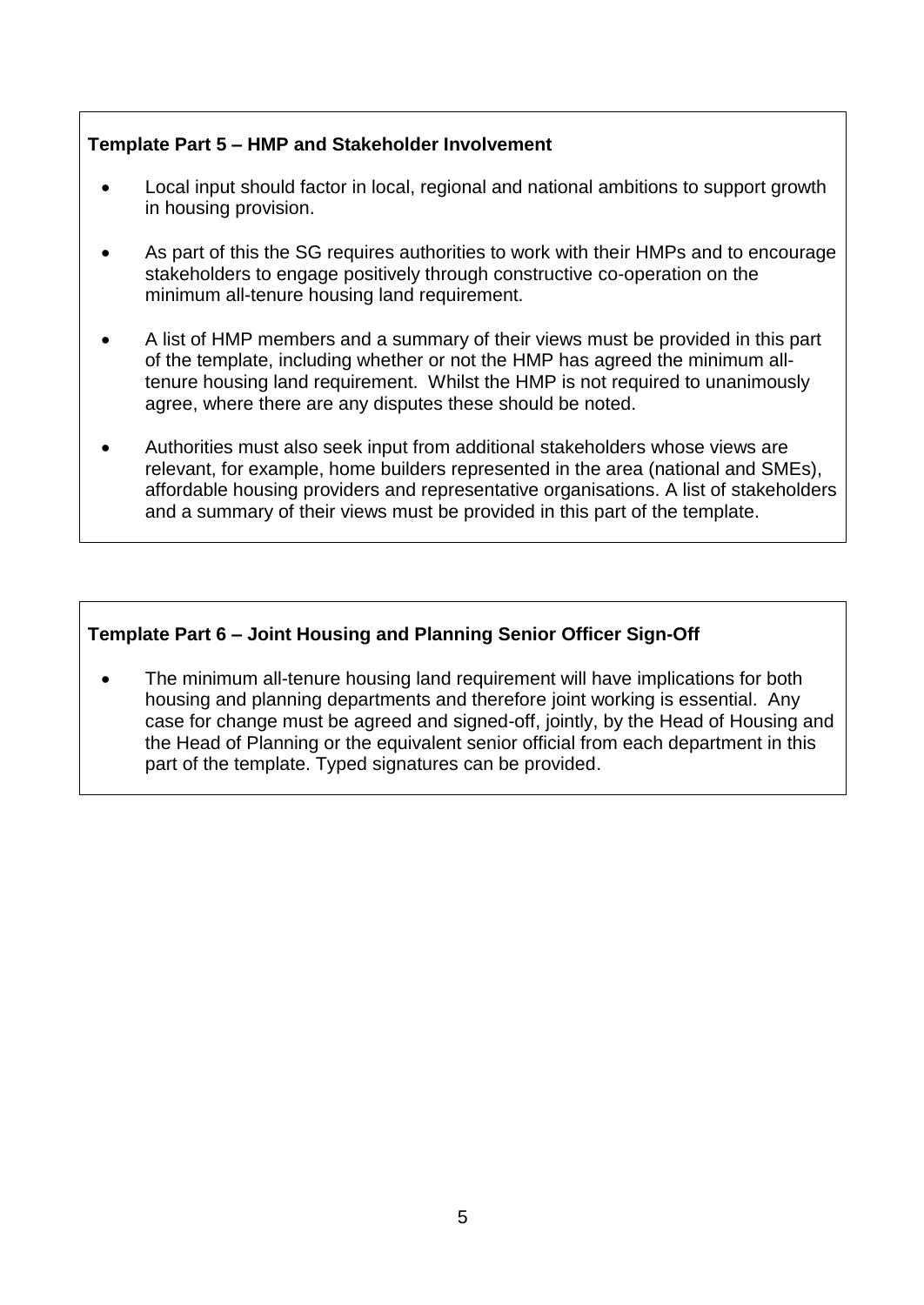**Template Part 5 – HMP and Stakeholder Involvement**

- Local input should factor in local, regional and national ambitions to support growth in housing provision.
- As part of this the SG requires authorities to work with their HMPs and to encourage stakeholders to engage positively through constructive co-operation on the minimum all-tenure housing land requirement.
- A list of HMP members and a summary of their views must be provided in this part of the template, including whether or not the HMP has agreed the minimum all-tenure housing land requirement. Whilst the HMP is not required to unanimously agree, where there are any disputes these should be noted.
- Authorities must also seek input from additional stakeholders whose views are relevant, for example, home builders represented in the area (national and SMEs), affordable housing providers and representative organisations. A list of stakeholders and a summary of their views must be provided in this part of the template.

**Template Part 6 – Joint Housing and Planning Senior Officer Sign-Off**

- The minimum all-tenure housing land requirement will have implications for both housing and planning departments and therefore joint working is essential. Any case for change must be agreed and signed-off, jointly, by the Head of Housing and the Head of Planning or the equivalent senior official from each department in this part of the template. Typed signatures can be provided.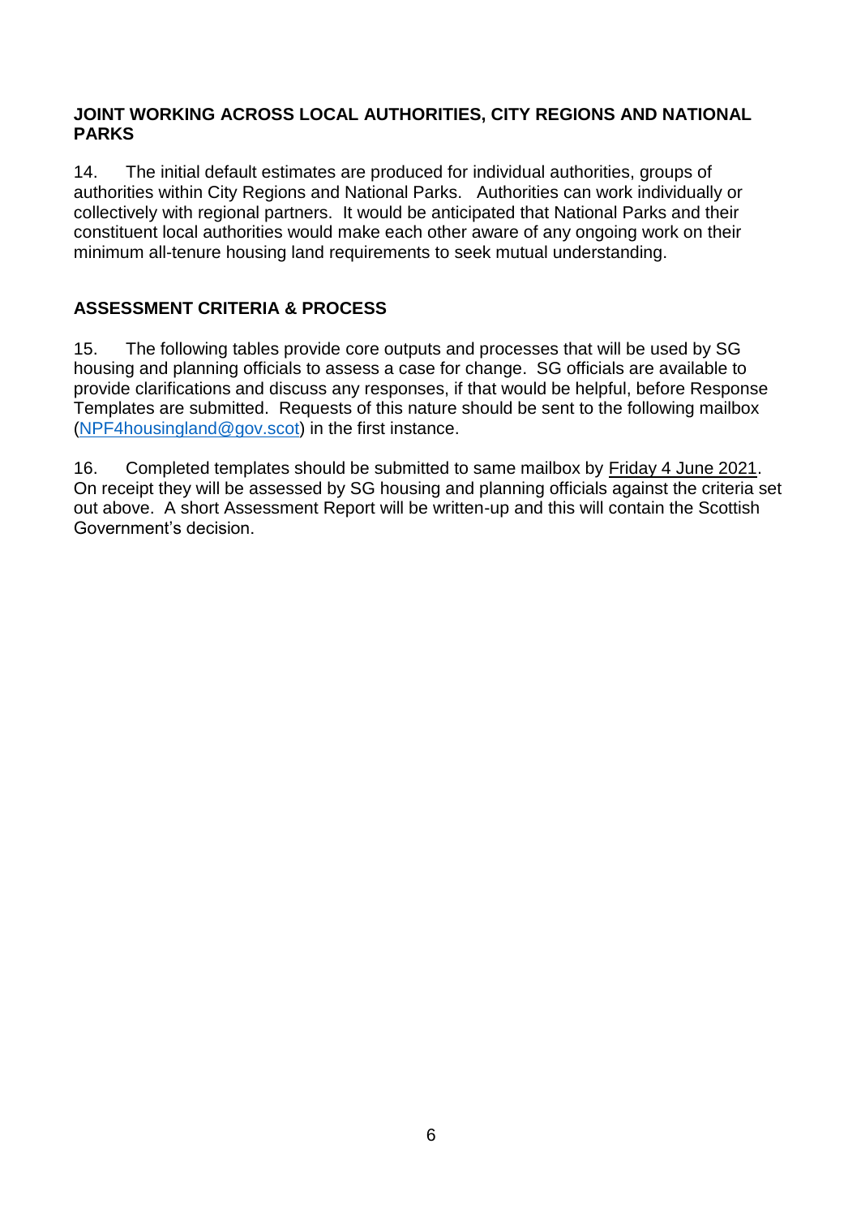## JOINT WORKING ACROSS LOCAL AUTHORITIES, CITY REGIONS AND NATIONAL PARKS

14. The initial default estimates are produced for individual authorities, groups of authorities within City Regions and National Parks. Authorities can work individually or collectively with regional partners. It would be anticipated that National Parks and their constituent local authorities would make each other aware of any ongoing work on their minimum all-tenure housing land requirements to seek mutual understanding.

## ASSESSMENT CRITERIA & PROCESS

15. The following tables provide core outputs and processes that will be used by SG housing and planning officials to assess a case for change. SG officials are available to provide clarifications and discuss any responses, if that would be helpful, before Response Templates are submitted. Requests of this nature should be sent to the following mailbox (NPF4housingland@gov.scot) in the first instance.

16. Completed templates should be submitted to same mailbox by Friday 4 June 2021. On receipt they will be assessed by SG housing and planning officials against the criteria set out above. A short Assessment Report will be written-up and this will contain the Scottish Government's decision.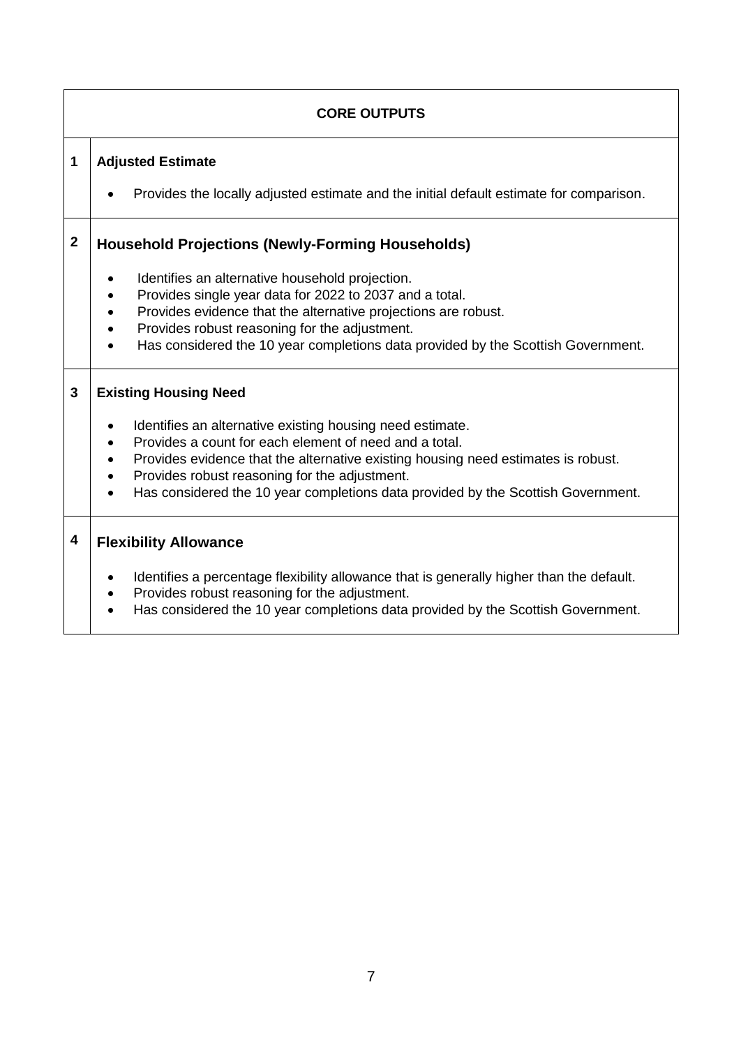| CORE OUTPUTS | |
|---|---|
| 1 | **Adjusted Estimate**<br><br>• Provides the locally adjusted estimate and the initial default estimate for comparison. |
| 2 | **Household Projections (Newly-Forming Households)**<br><br>• Identifies an alternative household projection.<br>• Provides single year data for 2022 to 2037 and a total.<br>• Provides evidence that the alternative projections are robust.<br>• Provides robust reasoning for the adjustment.<br>• Has considered the 10 year completions data provided by the Scottish Government. |
| 3 | **Existing Housing Need**<br><br>• Identifies an alternative existing housing need estimate.<br>• Provides a count for each element of need and a total.<br>• Provides evidence that the alternative existing housing need estimates is robust.<br>• Provides robust reasoning for the adjustment.<br>• Has considered the 10 year completions data provided by the Scottish Government. |
| 4 | **Flexibility Allowance**<br><br>• Identifies a percentage flexibility allowance that is generally higher than the default.<br>• Provides robust reasoning for the adjustment.<br>• Has considered the 10 year completions data provided by the Scottish Government. |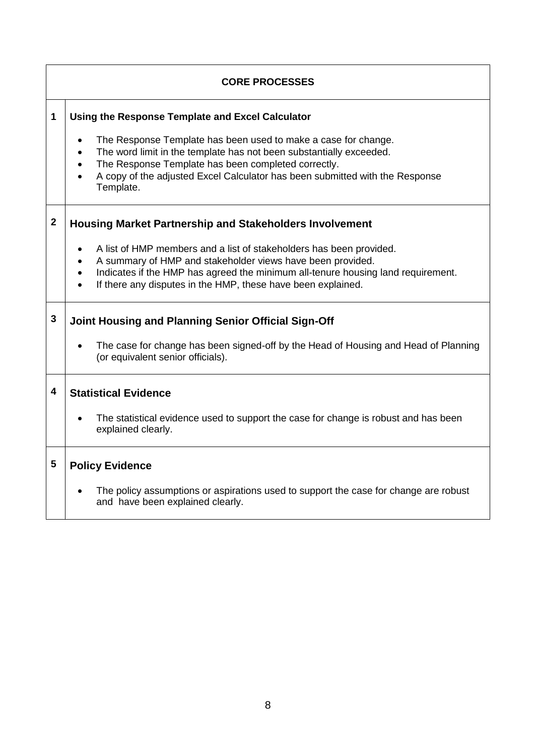| | CORE PROCESSES |
|---|---|
| **1** | **Using the Response Template and Excel Calculator**<br><br>• The Response Template has been used to make a case for change.<br>• The word limit in the template has not been substantially exceeded.<br>• The Response Template has been completed correctly.<br>• A copy of the adjusted Excel Calculator has been submitted with the Response Template. |
| **2** | **Housing Market Partnership and Stakeholders Involvement**<br><br>• A list of HMP members and a list of stakeholders has been provided.<br>• A summary of HMP and stakeholder views have been provided.<br>• Indicates if the HMP has agreed the minimum all-tenure housing land requirement.<br>• If there any disputes in the HMP, these have been explained. |
| **3** | **Joint Housing and Planning Senior Official Sign-Off**<br><br>• The case for change has been signed-off by the Head of Housing and Head of Planning (or equivalent senior officials). |
| **4** | **Statistical Evidence**<br><br>• The statistical evidence used to support the case for change is robust and has been explained clearly. |
| **5** | **Policy Evidence**<br><br>• The policy assumptions or aspirations used to support the case for change are robust and have been explained clearly. |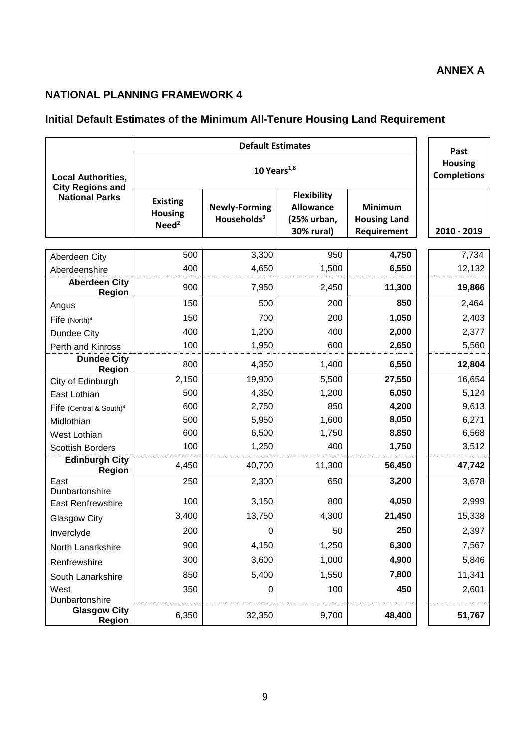**ANNEX A**

## NATIONAL PLANNING FRAMEWORK 4

### Initial Default Estimates of the Minimum All-Tenure Housing Land Requirement

| Local Authorities, City Regions and National Parks | Default Estimates | | | | Past Housing Completions |
|---|---|---|---|---|---|
| | 10 Years[1,8] | | | | |
| | Existing Housing Need[2] | Newly-Forming Households[3] | Flexibility Allowance (25% urban, 30% rural) | Minimum Housing Land Requirement | 2010 - 2019 |
| Aberdeen City | 500 | 3,300 | 950 | **4,750** | 7,734 |
| Aberdeenshire | 400 | 4,650 | 1,500 | **6,550** | 12,132 |
| **Aberdeen City Region** | 900 | 7,950 | 2,450 | **11,300** | **19,866** |
| Angus | 150 | 500 | 200 | **850** | 2,464 |
| Fife (North)[4] | 150 | 700 | 200 | **1,050** | 2,403 |
| Dundee City | 400 | 1,200 | 400 | **2,000** | 2,377 |
| Perth and Kinross | 100 | 1,950 | 600 | **2,650** | 5,560 |
| **Dundee City Region** | 800 | 4,350 | 1,400 | **6,550** | **12,804** |
| City of Edinburgh | 2,150 | 19,900 | 5,500 | **27,550** | 16,654 |
| East Lothian | 500 | 4,350 | 1,200 | **6,050** | 5,124 |
| Fife (Central & South)[4] | 600 | 2,750 | 850 | **4,200** | 9,613 |
| Midlothian | 500 | 5,950 | 1,600 | **8,050** | 6,271 |
| West Lothian | 600 | 6,500 | 1,750 | **8,850** | 6,568 |
| Scottish Borders | 100 | 1,250 | 400 | **1,750** | 3,512 |
| **Edinburgh City Region** | 4,450 | 40,700 | 11,300 | **56,450** | **47,742** |
| East Dunbartonshire | 250 | 2,300 | 650 | **3,200** | 3,678 |
| East Renfrewshire | 100 | 3,150 | 800 | **4,050** | 2,999 |
| Glasgow City | 3,400 | 13,750 | 4,300 | **21,450** | 15,338 |
| Inverclyde | 200 | 0 | 50 | **250** | 2,397 |
| North Lanarkshire | 900 | 4,150 | 1,250 | **6,300** | 7,567 |
| Renfrewshire | 300 | 3,600 | 1,000 | **4,900** | 5,846 |
| South Lanarkshire | 850 | 5,400 | 1,550 | **7,800** | 11,341 |
| West Dunbartonshire | 350 | 0 | 100 | **450** | 2,601 |
| **Glasgow City Region** | 6,350 | 32,350 | 9,700 | **48,400** | **51,767** |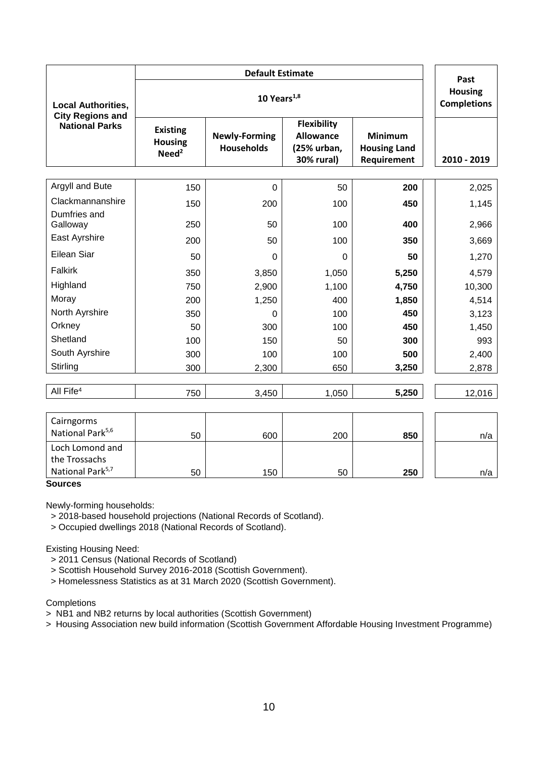| Local Authorities, City Regions and National Parks | Default Estimate | | | | Past Housing Completions |
|---|---|---|---|---|---|
| | 10 Years[1,8] | | | | |
| | Existing Housing Need[2] | Newly-Forming Households | Flexibility Allowance (25% urban, 30% rural) | Minimum Housing Land Requirement | 2010 - 2019 |
| Argyll and Bute | 150 | 0 | 50 | **200** | 2,025 |
| Clackmannanshire | 150 | 200 | 100 | **450** | 1,145 |
| Dumfries and Galloway | 250 | 50 | 100 | **400** | 2,966 |
| East Ayrshire | 200 | 50 | 100 | **350** | 3,669 |
| Eilean Siar | 50 | 0 | 0 | **50** | 1,270 |
| Falkirk | 350 | 3,850 | 1,050 | **5,250** | 4,579 |
| Highland | 750 | 2,900 | 1,100 | **4,750** | 10,300 |
| Moray | 200 | 1,250 | 400 | **1,850** | 4,514 |
| North Ayrshire | 350 | 0 | 100 | **450** | 3,123 |
| Orkney | 50 | 300 | 100 | **450** | 1,450 |
| Shetland | 100 | 150 | 50 | **300** | 993 |
| South Ayrshire | 300 | 100 | 100 | **500** | 2,400 |
| Stirling | 300 | 2,300 | 650 | **3,250** | 2,878 |
| All Fife[4] | 750 | 3,450 | 1,050 | **5,250** | 12,016 |
| Cairngorms National Park[5,6] | 50 | 600 | 200 | **850** | n/a |
| Loch Lomond and the Trossachs National Park[5,7] | 50 | 150 | 50 | **250** | n/a |

**Sources**

Newly-forming households:
- > 2018-based household projections (National Records of Scotland).
- > Occupied dwellings 2018 (National Records of Scotland).

Existing Housing Need:
- > 2011 Census (National Records of Scotland)
- > Scottish Household Survey 2016-2018 (Scottish Government).
- > Homelessness Statistics as at 31 March 2020 (Scottish Government).

Completions
- > NB1 and NB2 returns by local authorities (Scottish Government)
- > Housing Association new build information (Scottish Government Affordable Housing Investment Programme)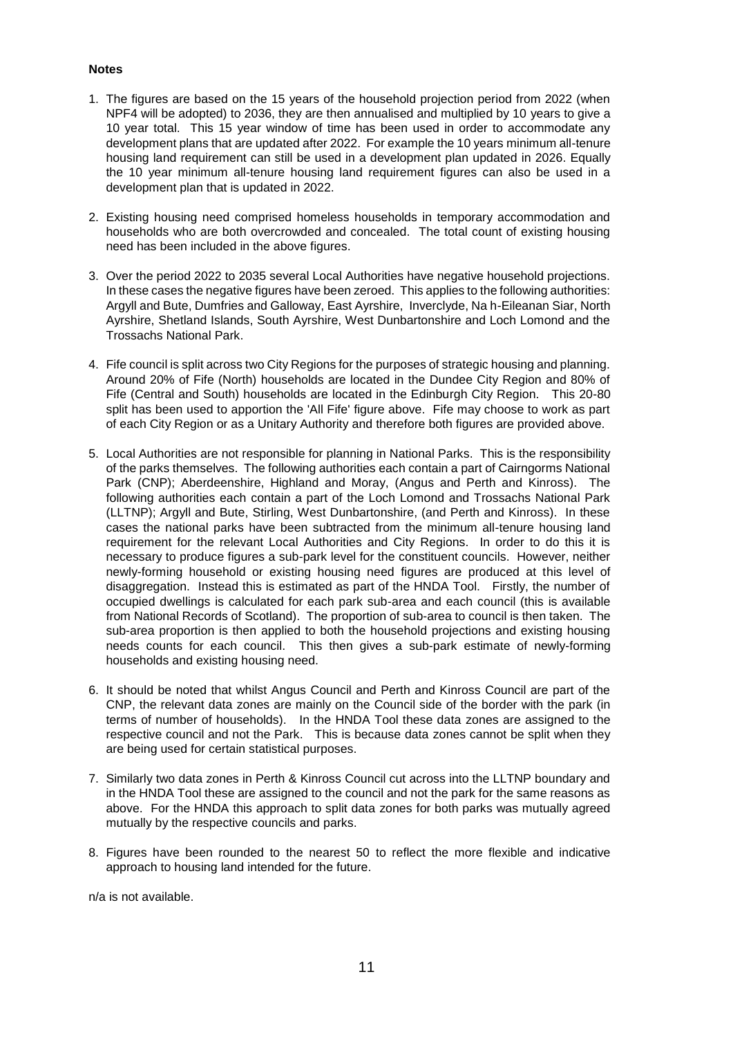**Notes**

1. The figures are based on the 15 years of the household projection period from 2022 (when NPF4 will be adopted) to 2036, they are then annualised and multiplied by 10 years to give a 10 year total. This 15 year window of time has been used in order to accommodate any development plans that are updated after 2022. For example the 10 years minimum all-tenure housing land requirement can still be used in a development plan updated in 2026. Equally the 10 year minimum all-tenure housing land requirement figures can also be used in a development plan that is updated in 2022.

2. Existing housing need comprised homeless households in temporary accommodation and households who are both overcrowded and concealed. The total count of existing housing need has been included in the above figures.

3. Over the period 2022 to 2035 several Local Authorities have negative household projections. In these cases the negative figures have been zeroed. This applies to the following authorities: Argyll and Bute, Dumfries and Galloway, East Ayrshire, Inverclyde, Na h-Eileanan Siar, North Ayrshire, Shetland Islands, South Ayrshire, West Dunbartonshire and Loch Lomond and the Trossachs National Park.

4. Fife council is split across two City Regions for the purposes of strategic housing and planning. Around 20% of Fife (North) households are located in the Dundee City Region and 80% of Fife (Central and South) households are located in the Edinburgh City Region. This 20-80 split has been used to apportion the 'All Fife' figure above. Fife may choose to work as part of each City Region or as a Unitary Authority and therefore both figures are provided above.

5. Local Authorities are not responsible for planning in National Parks. This is the responsibility of the parks themselves. The following authorities each contain a part of Cairngorms National Park (CNP); Aberdeenshire, Highland and Moray, (Angus and Perth and Kinross). The following authorities each contain a part of the Loch Lomond and Trossachs National Park (LLTNP); Argyll and Bute, Stirling, West Dunbartonshire, (and Perth and Kinross). In these cases the national parks have been subtracted from the minimum all-tenure housing land requirement for the relevant Local Authorities and City Regions. In order to do this it is necessary to produce figures a sub-park level for the constituent councils. However, neither newly-forming household or existing housing need figures are produced at this level of disaggregation. Instead this is estimated as part of the HNDA Tool. Firstly, the number of occupied dwellings is calculated for each park sub-area and each council (this is available from National Records of Scotland). The proportion of sub-area to council is then taken. The sub-area proportion is then applied to both the household projections and existing housing needs counts for each council. This then gives a sub-park estimate of newly-forming households and existing housing need.

6. It should be noted that whilst Angus Council and Perth and Kinross Council are part of the CNP, the relevant data zones are mainly on the Council side of the border with the park (in terms of number of households). In the HNDA Tool these data zones are assigned to the respective council and not the Park. This is because data zones cannot be split when they are being used for certain statistical purposes.

7. Similarly two data zones in Perth & Kinross Council cut across into the LLTNP boundary and in the HNDA Tool these are assigned to the council and not the park for the same reasons as above. For the HNDA this approach to split data zones for both parks was mutually agreed mutually by the respective councils and parks.

8. Figures have been rounded to the nearest 50 to reflect the more flexible and indicative approach to housing land intended for the future.

n/a is not available.